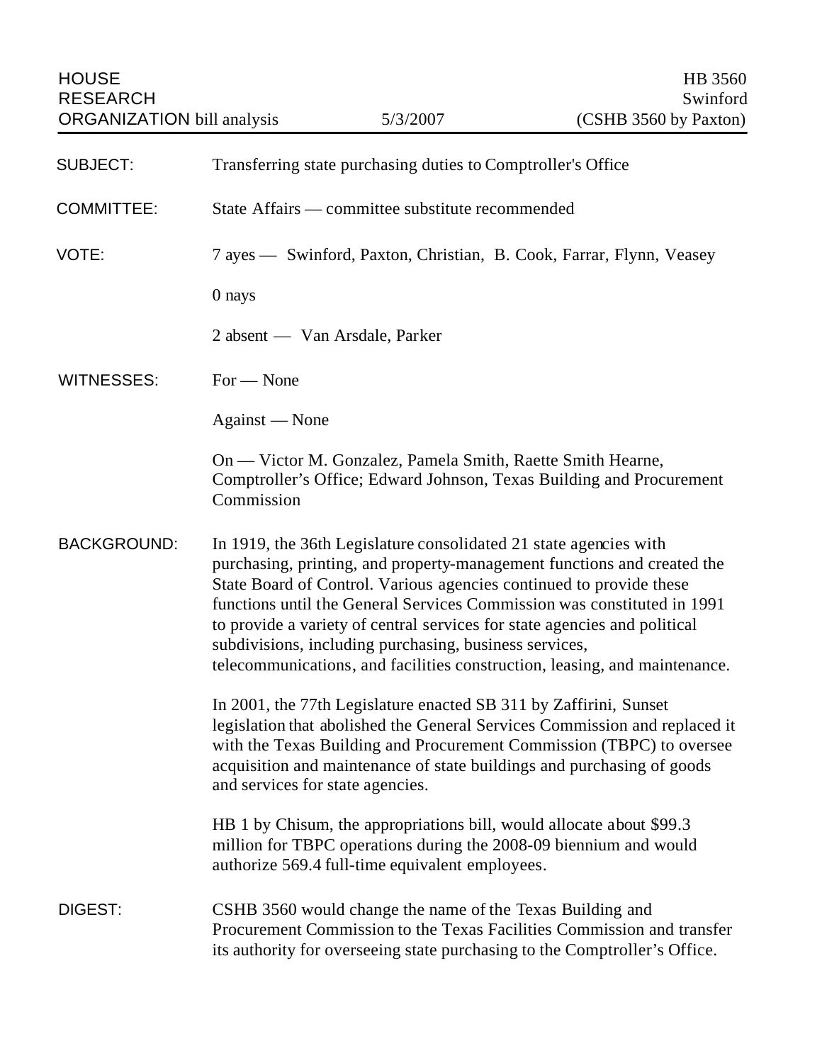HOUSE RESEARCH ORGANIZATION bill analysis — 5/3/2007 — HB 3560 Swinford (CSHB 3560 by Paxton)

**SUBJECT:** Transferring state purchasing duties to Comptroller's Office

**COMMITTEE:** State Affairs — committee substitute recommended

**VOTE:** 7 ayes — Swinford, Paxton, Christian, B. Cook, Farrar, Flynn, Veasey

0 nays

2 absent — Van Arsdale, Parker

**WITNESSES:** For — None

Against — None

On — Victor M. Gonzalez, Pamela Smith, Raette Smith Hearne, Comptroller's Office; Edward Johnson, Texas Building and Procurement Commission

**BACKGROUND:** In 1919, the 36th Legislature consolidated 21 state agencies with purchasing, printing, and property-management functions and created the State Board of Control. Various agencies continued to provide these functions until the General Services Commission was constituted in 1991 to provide a variety of central services for state agencies and political subdivisions, including purchasing, business services, telecommunications, and facilities construction, leasing, and maintenance.

In 2001, the 77th Legislature enacted SB 311 by Zaffirini, Sunset legislation that abolished the General Services Commission and replaced it with the Texas Building and Procurement Commission (TBPC) to oversee acquisition and maintenance of state buildings and purchasing of goods and services for state agencies.

HB 1 by Chisum, the appropriations bill, would allocate about $99.3 million for TBPC operations during the 2008-09 biennium and would authorize 569.4 full-time equivalent employees.

**DIGEST:** CSHB 3560 would change the name of the Texas Building and Procurement Commission to the Texas Facilities Commission and transfer its authority for overseeing state purchasing to the Comptroller's Office.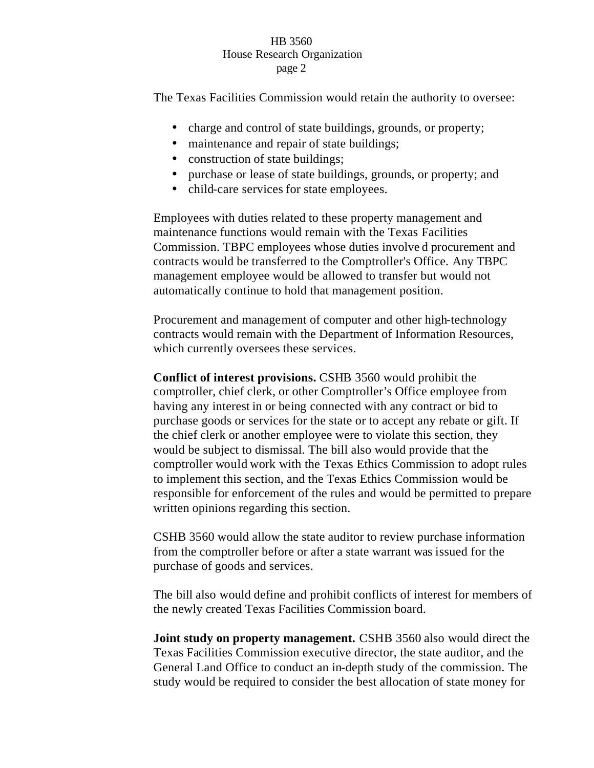The Texas Facilities Commission would retain the authority to oversee:

- charge and control of state buildings, grounds, or property;
- maintenance and repair of state buildings;
- construction of state buildings;
- purchase or lease of state buildings, grounds, or property; and
- child-care services for state employees.

Employees with duties related to these property management and maintenance functions would remain with the Texas Facilities Commission. TBPC employees whose duties involved procurement and contracts would be transferred to the Comptroller's Office. Any TBPC management employee would be allowed to transfer but would not automatically continue to hold that management position.

Procurement and management of computer and other high-technology contracts would remain with the Department of Information Resources, which currently oversees these services.

**Conflict of interest provisions.** CSHB 3560 would prohibit the comptroller, chief clerk, or other Comptroller's Office employee from having any interest in or being connected with any contract or bid to purchase goods or services for the state or to accept any rebate or gift. If the chief clerk or another employee were to violate this section, they would be subject to dismissal. The bill also would provide that the comptroller would work with the Texas Ethics Commission to adopt rules to implement this section, and the Texas Ethics Commission would be responsible for enforcement of the rules and would be permitted to prepare written opinions regarding this section.

CSHB 3560 would allow the state auditor to review purchase information from the comptroller before or after a state warrant was issued for the purchase of goods and services.

The bill also would define and prohibit conflicts of interest for members of the newly created Texas Facilities Commission board.

**Joint study on property management.** CSHB 3560 also would direct the Texas Facilities Commission executive director, the state auditor, and the General Land Office to conduct an in-depth study of the commission. The study would be required to consider the best allocation of state money for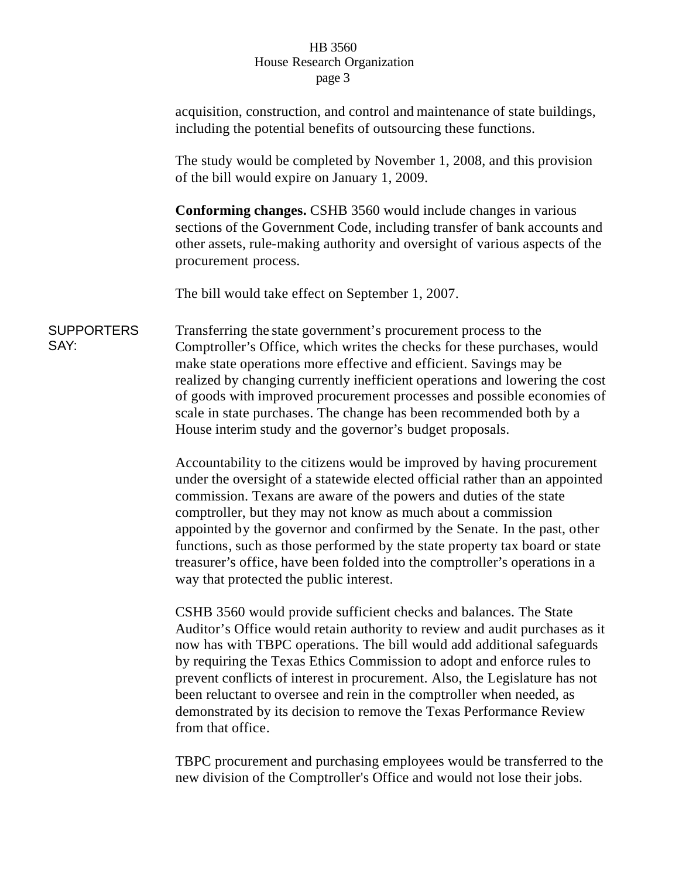acquisition, construction, and control and maintenance of state buildings, including the potential benefits of outsourcing these functions.

The study would be completed by November 1, 2008, and this provision of the bill would expire on January 1, 2009.

**Conforming changes.** CSHB 3560 would include changes in various sections of the Government Code, including transfer of bank accounts and other assets, rule-making authority and oversight of various aspects of the procurement process.

The bill would take effect on September 1, 2007.

SUPPORTERS SAY:

Transferring the state government's procurement process to the Comptroller's Office, which writes the checks for these purchases, would make state operations more effective and efficient. Savings may be realized by changing currently inefficient operations and lowering the cost of goods with improved procurement processes and possible economies of scale in state purchases. The change has been recommended both by a House interim study and the governor's budget proposals.

Accountability to the citizens would be improved by having procurement under the oversight of a statewide elected official rather than an appointed commission. Texans are aware of the powers and duties of the state comptroller, but they may not know as much about a commission appointed by the governor and confirmed by the Senate. In the past, other functions, such as those performed by the state property tax board or state treasurer's office, have been folded into the comptroller's operations in a way that protected the public interest.

CSHB 3560 would provide sufficient checks and balances. The State Auditor's Office would retain authority to review and audit purchases as it now has with TBPC operations. The bill would add additional safeguards by requiring the Texas Ethics Commission to adopt and enforce rules to prevent conflicts of interest in procurement. Also, the Legislature has not been reluctant to oversee and rein in the comptroller when needed, as demonstrated by its decision to remove the Texas Performance Review from that office.

TBPC procurement and purchasing employees would be transferred to the new division of the Comptroller's Office and would not lose their jobs.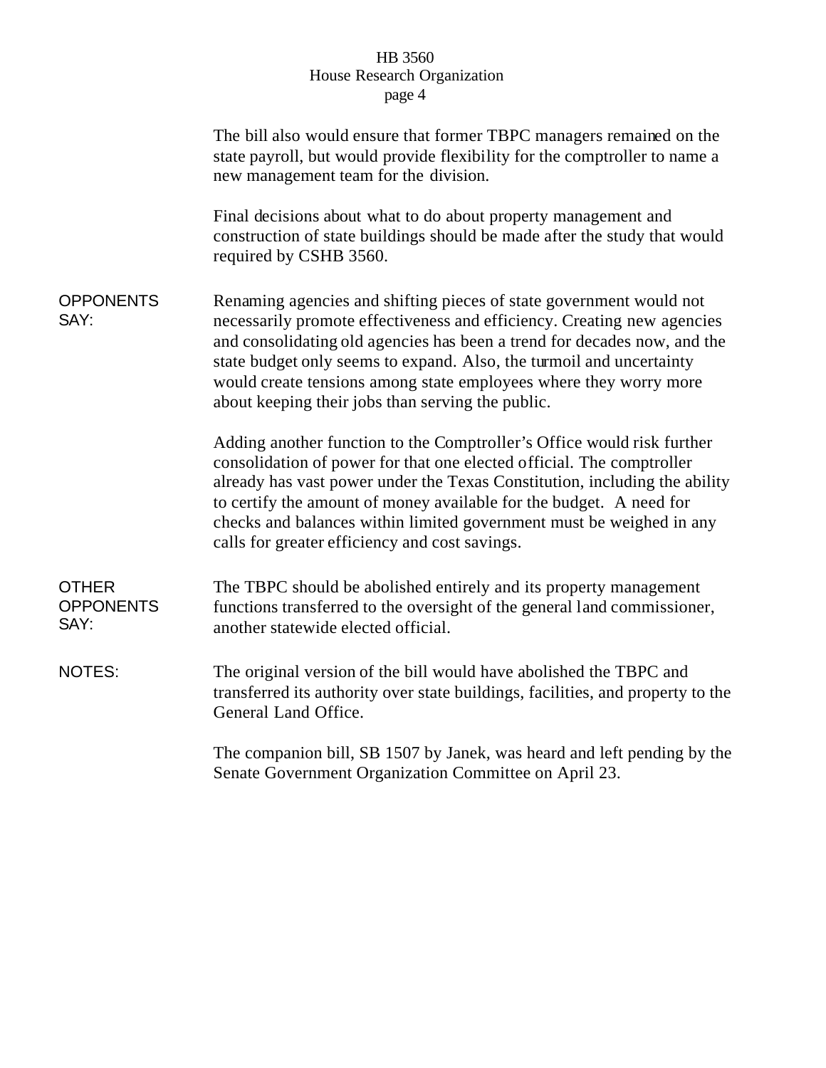The bill also would ensure that former TBPC managers remained on the state payroll, but would provide flexibility for the comptroller to name a new management team for the division.

Final decisions about what to do about property management and construction of state buildings should be made after the study that would required by CSHB 3560.

**OPPONENTS SAY:**

Renaming agencies and shifting pieces of state government would not necessarily promote effectiveness and efficiency. Creating new agencies and consolidating old agencies has been a trend for decades now, and the state budget only seems to expand. Also, the turmoil and uncertainty would create tensions among state employees where they worry more about keeping their jobs than serving the public.

Adding another function to the Comptroller's Office would risk further consolidation of power for that one elected official. The comptroller already has vast power under the Texas Constitution, including the ability to certify the amount of money available for the budget. A need for checks and balances within limited government must be weighed in any calls for greater efficiency and cost savings.

**OTHER OPPONENTS SAY:**

The TBPC should be abolished entirely and its property management functions transferred to the oversight of the general land commissioner, another statewide elected official.

**NOTES:**

The original version of the bill would have abolished the TBPC and transferred its authority over state buildings, facilities, and property to the General Land Office.

The companion bill, SB 1507 by Janek, was heard and left pending by the Senate Government Organization Committee on April 23.